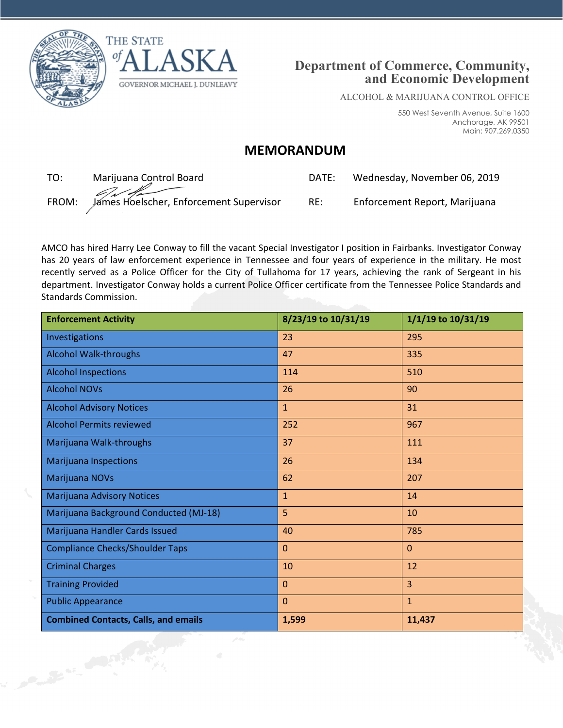THE STATE of ALASKA

GOVERNOR MICHAEL J. DUNLEAVY

**Department of Commerce, Community, and Economic Development**

ALCOHOL & MARIJUANA CONTROL OFFICE

550 West Seventh Avenue, Suite 1600
Anchorage, AK 99501
Main: 907.269.0350

# MEMORANDUM

TO: Marijuana Control Board

DATE: Wednesday, November 06, 2019

FROM: James Hoelscher, Enforcement Supervisor

RE: Enforcement Report, Marijuana

AMCO has hired Harry Lee Conway to fill the vacant Special Investigator I position in Fairbanks. Investigator Conway has 20 years of law enforcement experience in Tennessee and four years of experience in the military. He most recently served as a Police Officer for the City of Tullahoma for 17 years, achieving the rank of Sergeant in his department. Investigator Conway holds a current Police Officer certificate from the Tennessee Police Standards and Standards Commission.

| Enforcement Activity | 8/23/19 to 10/31/19 | 1/1/19 to 10/31/19 |
|---|---|---|
| Investigations | 23 | 295 |
| Alcohol Walk-throughs | 47 | 335 |
| Alcohol Inspections | 114 | 510 |
| Alcohol NOVs | 26 | 90 |
| Alcohol Advisory Notices | 1 | 31 |
| Alcohol Permits reviewed | 252 | 967 |
| Marijuana Walk-throughs | 37 | 111 |
| Marijuana Inspections | 26 | 134 |
| Marijuana NOVs | 62 | 207 |
| Marijuana Advisory Notices | 1 | 14 |
| Marijuana Background Conducted (MJ-18) | 5 | 10 |
| Marijuana Handler Cards Issued | 40 | 785 |
| Compliance Checks/Shoulder Taps | 0 | 0 |
| Criminal Charges | 10 | 12 |
| Training Provided | 0 | 3 |
| Public Appearance | 0 | 1 |
| **Combined Contacts, Calls, and emails** | **1,599** | **11,437** |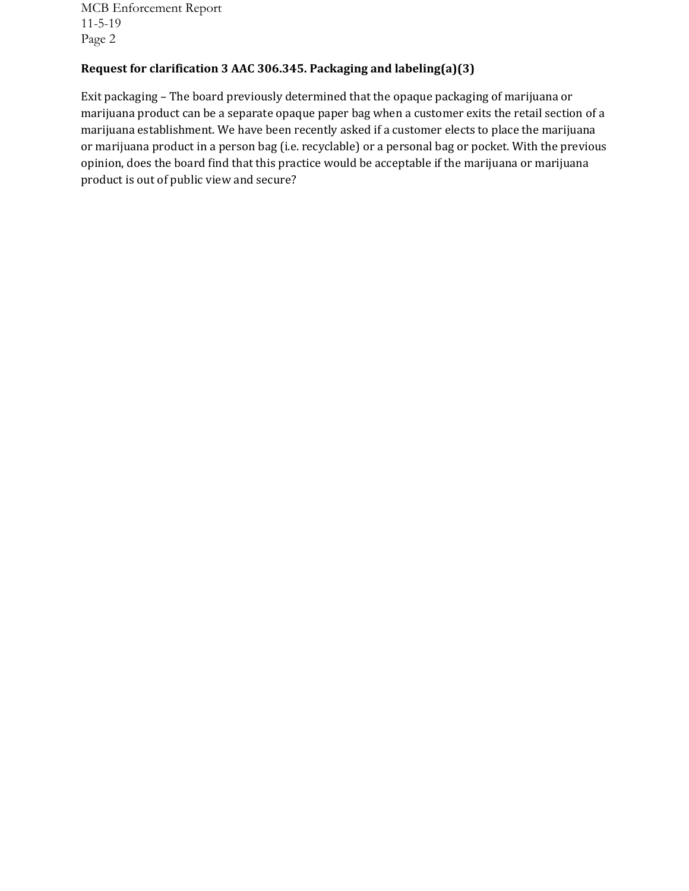**Request for clarification 3 AAC 306.345. Packaging and labeling(a)(3)**

Exit packaging – The board previously determined that the opaque packaging of marijuana or marijuana product can be a separate opaque paper bag when a customer exits the retail section of a marijuana establishment. We have been recently asked if a customer elects to place the marijuana or marijuana product in a person bag (i.e. recyclable) or a personal bag or pocket. With the previous opinion, does the board find that this practice would be acceptable if the marijuana or marijuana product is out of public view and secure?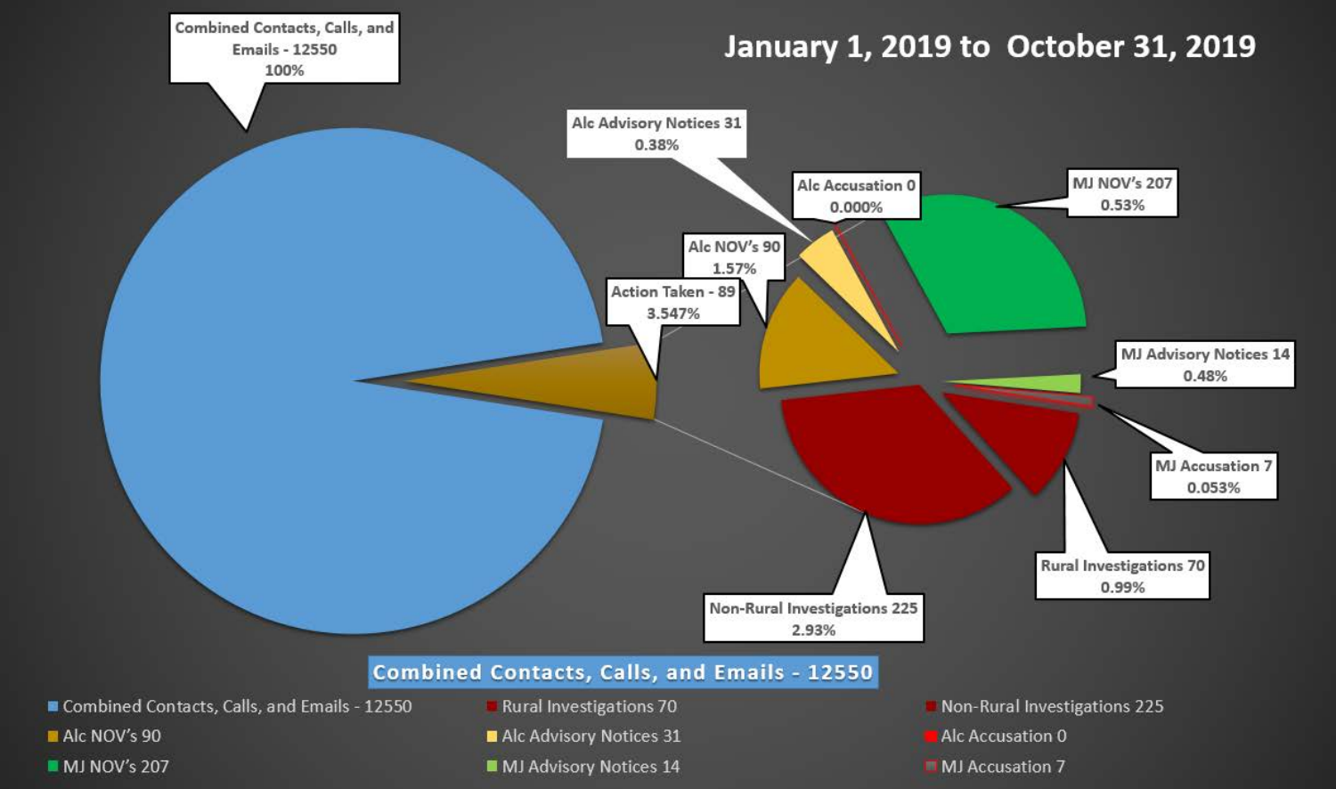# January 1, 2019 to October 31, 2019

Combined Contacts, Calls, and Emails - 12550
100%

Alc Advisory Notices 31
0.38%

Alc Accusation 0
0.000%

MJ NOV's 207
0.53%

Alc NOV's 90
1.57%

Action Taken - 89
3.547%

MJ Advisory Notices 14
0.48%

MJ Accusation 7
0.053%

Rural Investigations 70
0.99%

Non-Rural Investigations 225
2.93%

Combined Contacts, Calls, and Emails - 12550

- Combined Contacts, Calls, and Emails - 12550
- Rural Investigations 70
- Non-Rural Investigations 225
- Alc NOV's 90
- Alc Advisory Notices 31
- Alc Accusation 0
- MJ NOV's 207
- MJ Advisory Notices 14
- MJ Accusation 7